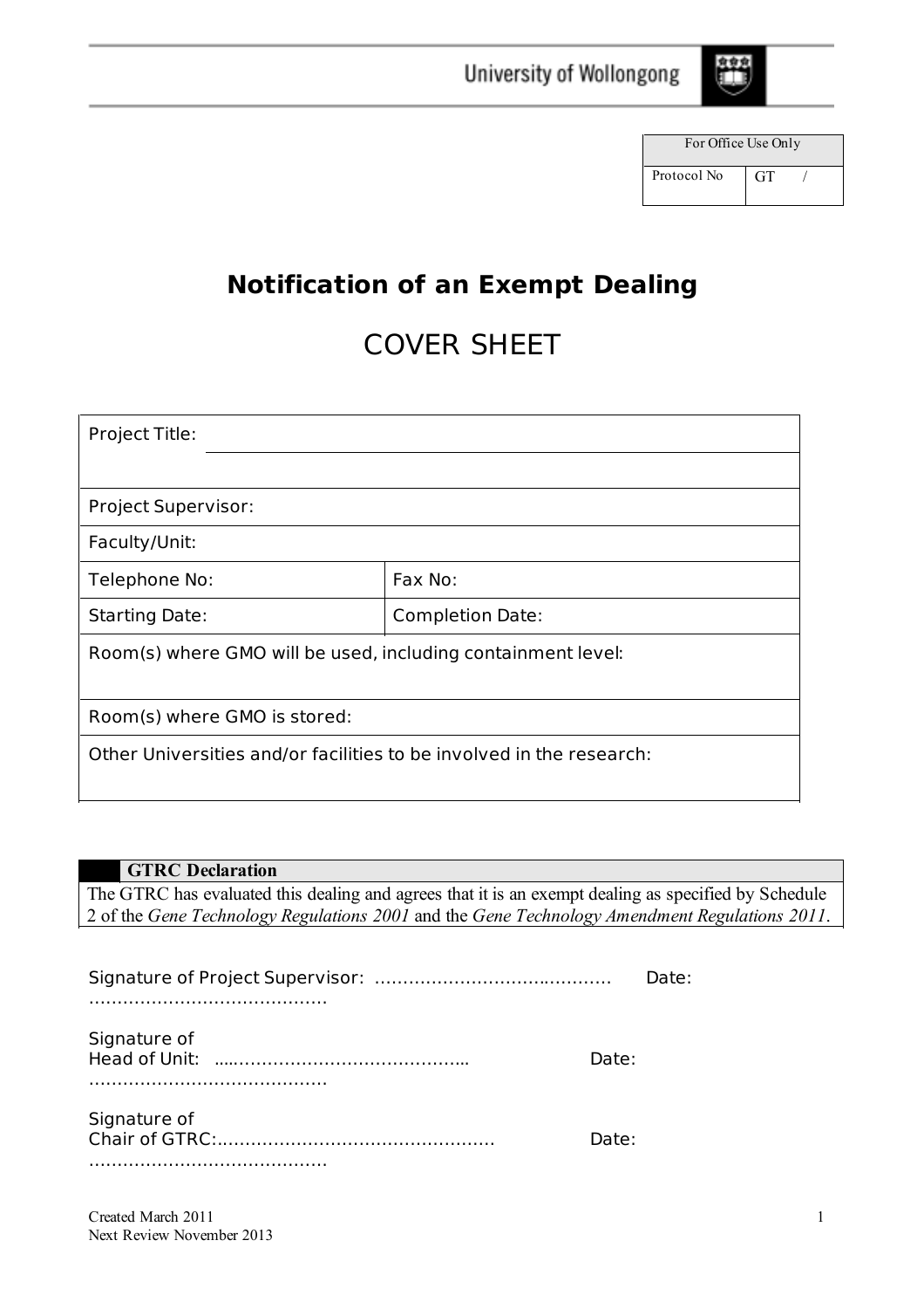University of Wollongong

| For Office Use Only | |
|---|---|
| Protocol No | GT / |

# Notification of an Exempt Dealing

## COVER SHEET

| | |
|---|---|
| Project Title: | |
| Project Supervisor: | |
| Faculty/Unit: | |
| Telephone No: | Fax No: |
| Starting Date: | Completion Date: |
| Room(s) where GMO will be used, including containment level: | |
| Room(s) where GMO is stored: | |
| Other Universities and/or facilities to be involved in the research: | |

| GTRC Declaration |
|---|
| The GTRC has evaluated this dealing and agrees that it is an exempt dealing as specified by Schedule 2 of the *Gene Technology Regulations 2001* and the *Gene Technology Amendment Regulations 2011*. |

Signature of Project Supervisor: ………………………………………… Date: ……………………………………

Signature of Head of Unit: ….……………………………………. Date: ……………………………………

Signature of Chair of GTRC:……………………………………… Date: ……………………………………

Created March 2011
Next Review November 2013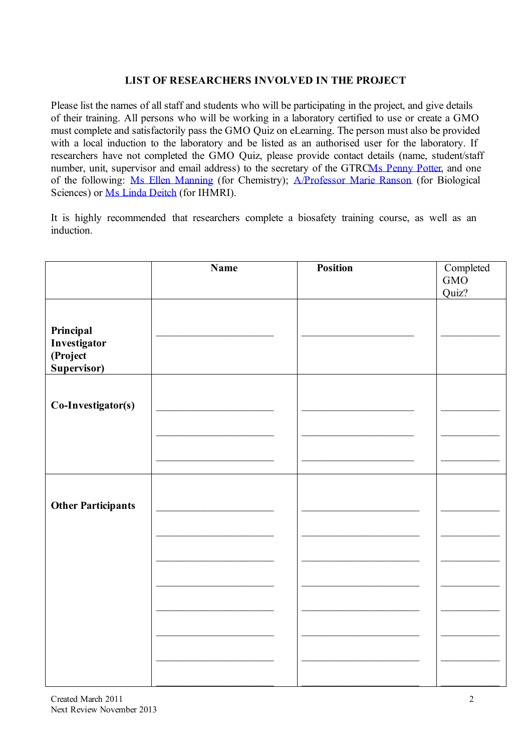## LIST OF RESEARCHERS INVOLVED IN THE PROJECT

Please list the names of all staff and students who will be participating in the project, and give details of their training. All persons who will be working in a laboratory certified to use or create a GMO must complete and satisfactorily pass the GMO Quiz on eLearning. The person must also be provided with a local induction to the laboratory and be listed as an authorised user for the laboratory. If researchers have not completed the GMO Quiz, please provide contact details (name, student/staff number, unit, supervisor and email address) to the secretary of the GTRCMs Penny Potter, and one of the following: Ms Ellen Manning (for Chemistry); A/Professor Marie Ranson (for Biological Sciences) or Ms Linda Deitch (for IHMRI).

It is highly recommended that researchers complete a biosafety training course, as well as an induction.

| | **Name** | **Position** | Completed GMO Quiz? |
|---|---|---|---|
| **Principal Investigator (Project Supervisor)** | ____________________ | ____________________ | __________ |
| **Co-Investigator(s)** | ____________________ | ____________________ | __________ |
| | ____________________ | ____________________ | __________ |
| | ____________________ | ____________________ | __________ |
| **Other Participants** | ____________________ | ____________________ | __________ |
| | ____________________ | ____________________ | __________ |
| | ____________________ | ____________________ | __________ |
| | ____________________ | ____________________ | __________ |
| | ____________________ | ____________________ | __________ |
| | ____________________ | ____________________ | __________ |
| | ____________________ | ____________________ | __________ |
| | ____________________ | ____________________ | __________ |

Created March 2011
Next Review November 2013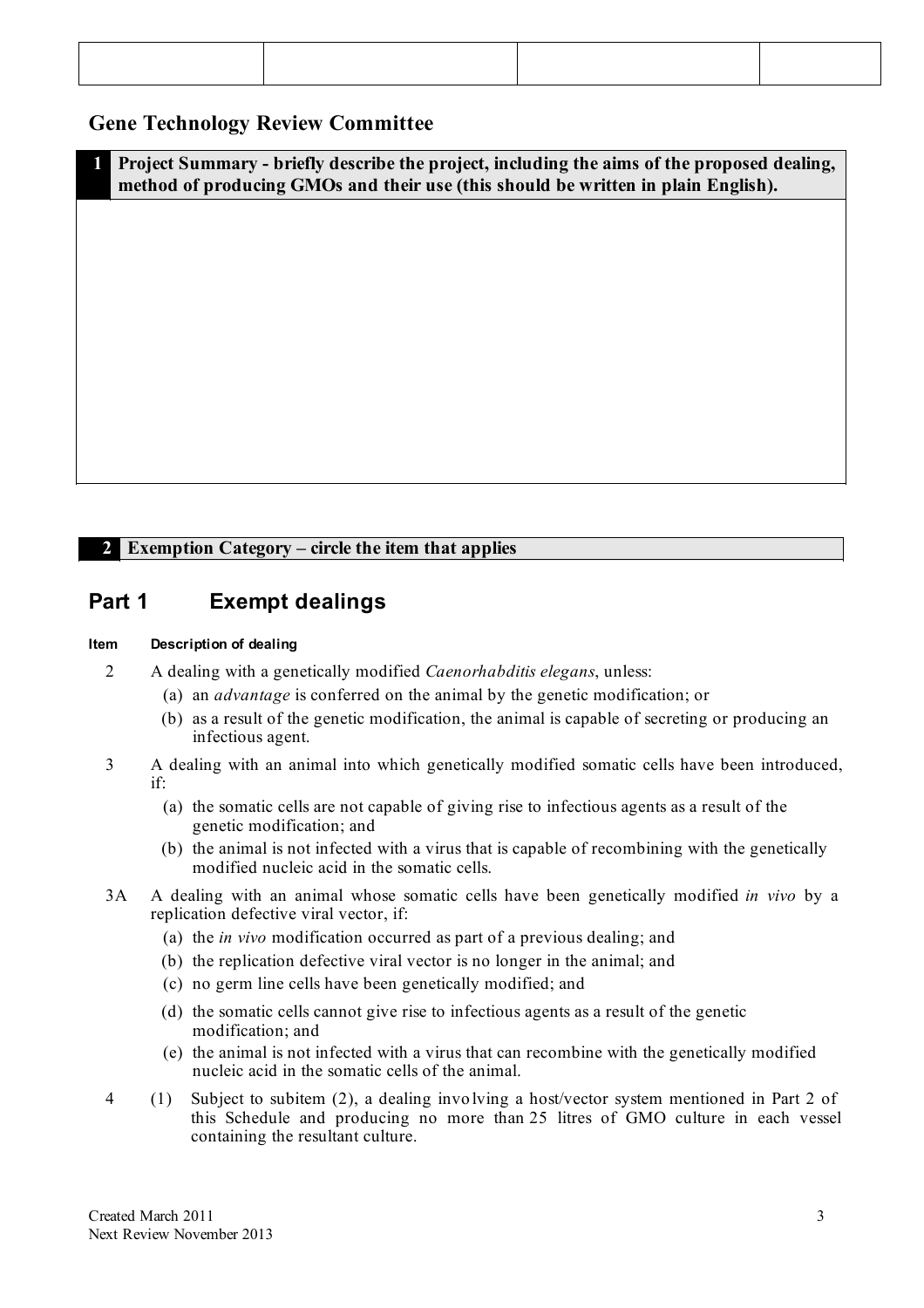| | | | |
|---|---|---|---|
| | | | |

## Gene Technology Review Committee

| 1 | Project Summary - briefly describe the project, including the aims of the proposed dealing, method of producing GMOs and their use (this should be written in plain English). |
|---|---|
| | |

| 2 | Exemption Category – circle the item that applies |
|---|---|

## Part 1 Exempt dealings

**Item** **Description of dealing**

2 A dealing with a genetically modified *Caenorhabditis elegans*, unless:

(a) an *advantage* is conferred on the animal by the genetic modification; or

(b) as a result of the genetic modification, the animal is capable of secreting or producing an infectious agent.

3 A dealing with an animal into which genetically modified somatic cells have been introduced, if:

(a) the somatic cells are not capable of giving rise to infectious agents as a result of the genetic modification; and

(b) the animal is not infected with a virus that is capable of recombining with the genetically modified nucleic acid in the somatic cells.

3A A dealing with an animal whose somatic cells have been genetically modified *in vivo* by a replication defective viral vector, if:

(a) the *in vivo* modification occurred as part of a previous dealing; and

(b) the replication defective viral vector is no longer in the animal; and

(c) no germ line cells have been genetically modified; and

(d) the somatic cells cannot give rise to infectious agents as a result of the genetic modification; and

(e) the animal is not infected with a virus that can recombine with the genetically modified nucleic acid in the somatic cells of the animal.

4 (1) Subject to subitem (2), a dealing involving a host/vector system mentioned in Part 2 of this Schedule and producing no more than 25 litres of GMO culture in each vessel containing the resultant culture.

Created March 2011
Next Review November 2013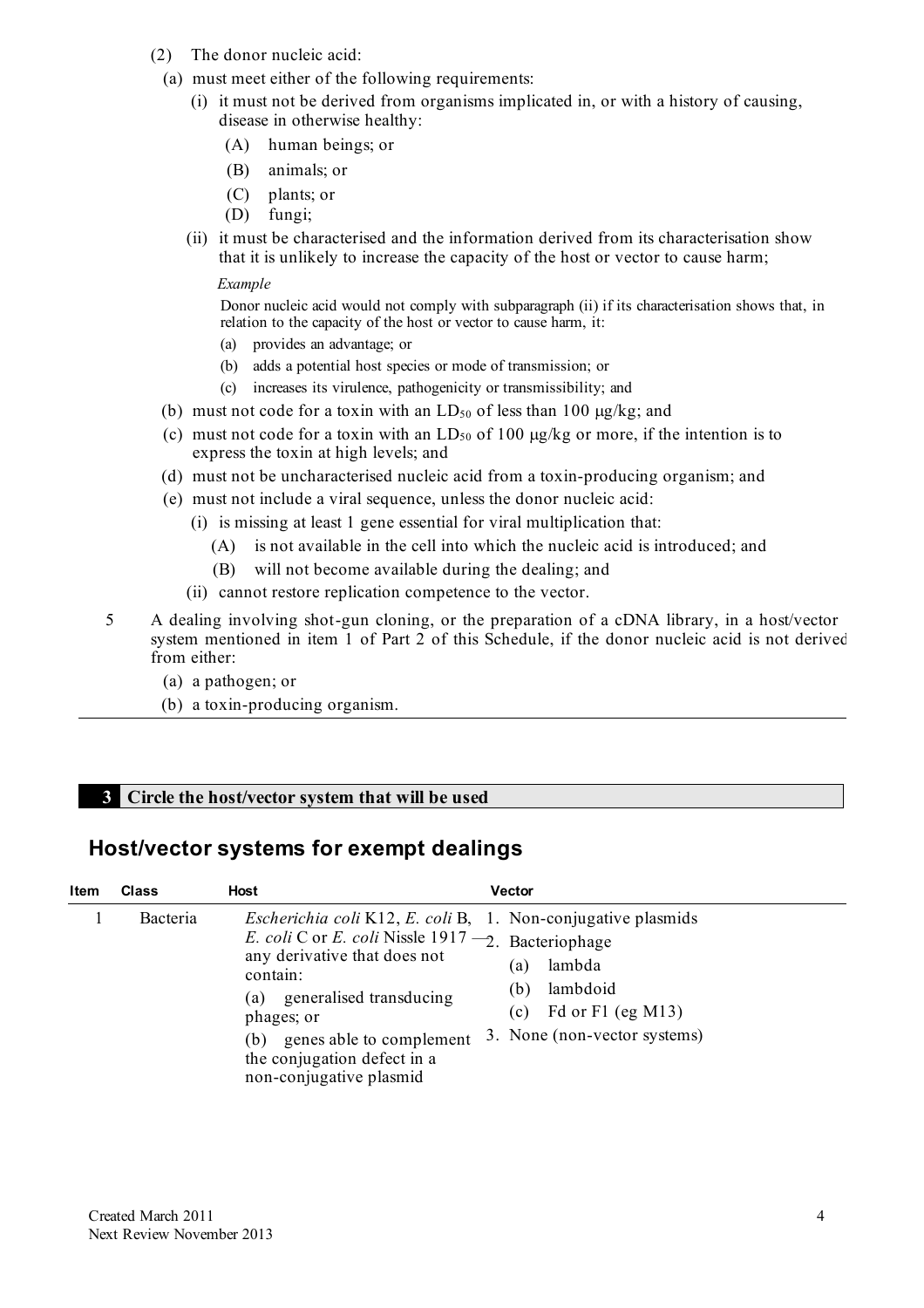(2) The donor nucleic acid:

(a) must meet either of the following requirements:

(i) it must not be derived from organisms implicated in, or with a history of causing, disease in otherwise healthy:

(A) human beings; or

(B) animals; or

(C) plants; or

(D) fungi;

(ii) it must be characterised and the information derived from its characterisation show that it is unlikely to increase the capacity of the host or vector to cause harm;

*Example*

Donor nucleic acid would not comply with subparagraph (ii) if its characterisation shows that, in relation to the capacity of the host or vector to cause harm, it:

(a) provides an advantage; or

(b) adds a potential host species or mode of transmission; or

(c) increases its virulence, pathogenicity or transmissibility; and

(b) must not code for a toxin with an $LD_{50}$ of less than 100 μg/kg; and

(c) must not code for a toxin with an $LD_{50}$ of 100 μg/kg or more, if the intention is to express the toxin at high levels; and

(d) must not be uncharacterised nucleic acid from a toxin-producing organism; and

(e) must not include a viral sequence, unless the donor nucleic acid:

(i) is missing at least 1 gene essential for viral multiplication that:

(A) is not available in the cell into which the nucleic acid is introduced; and

(B) will not become available during the dealing; and

(ii) cannot restore replication competence to the vector.

5 A dealing involving shot-gun cloning, or the preparation of a cDNA library, in a host/vector system mentioned in item 1 of Part 2 of this Schedule, if the donor nucleic acid is not derived from either:

(a) a pathogen; or

(b) a toxin-producing organism.

**3 Circle the host/vector system that will be used**

## Host/vector systems for exempt dealings

| Item | Class | Host | Vector |
|---|---|---|---|
| 1 | Bacteria | *Escherichia coli* K12, *E. coli* B, *E. coli* C or *E. coli* Nissle 1917 — any derivative that does not contain: (a) generalised transducing phages; or (b) genes able to complement the conjugation defect in a non-conjugative plasmid | 1. Non-conjugative plasmids<br>2. Bacteriophage<br>(a) lambda<br>(b) lambdoid<br>(c) Fd or F1 (eg M13)<br>3. None (non-vector systems) |

Created March 2011
Next Review November 2013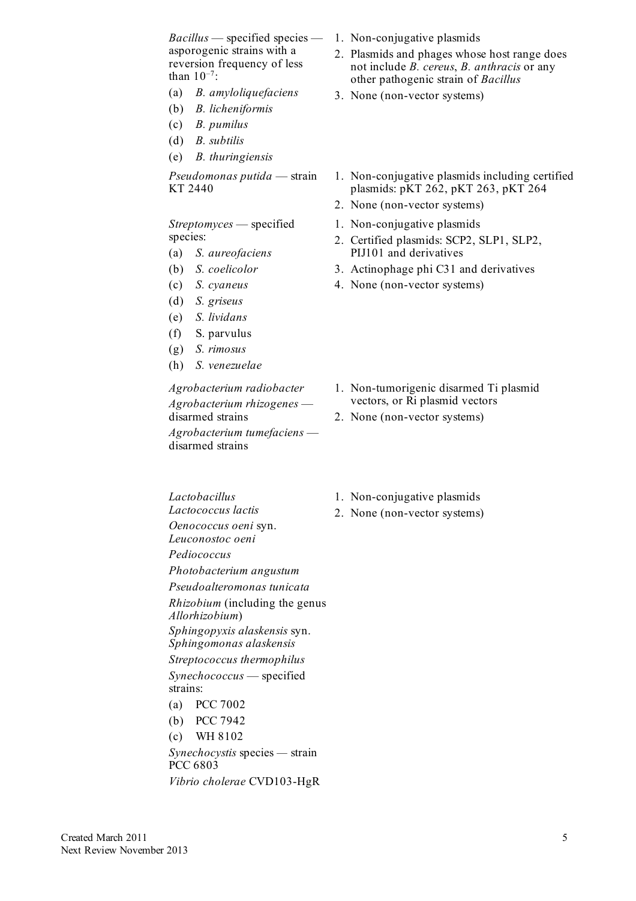| | |
|---|---|
| *Bacillus* — specified species — asporogenic strains with a reversion frequency of less than $10^{-7}$:<br>(a) *B. amyloliquefaciens*<br>(b) *B. licheniformis*<br>(c) *B. pumilus*<br>(d) *B. subtilis*<br>(e) *B. thuringiensis* | 1. Non-conjugative plasmids<br>2. Plasmids and phages whose host range does not include *B. cereus*, *B. anthracis* or any other pathogenic strain of *Bacillus*<br>3. None (non-vector systems) |
| *Pseudomonas putida* — strain KT 2440 | 1. Non-conjugative plasmids including certified plasmids: pKT 262, pKT 263, pKT 264<br>2. None (non-vector systems) |
| *Streptomyces* — specified species:<br>(a) *S. aureofaciens*<br>(b) *S. coelicolor*<br>(c) *S. cyaneus*<br>(d) *S. griseus*<br>(e) *S. lividans*<br>(f) S. parvulus<br>(g) *S. rimosus*<br>(h) *S. venezuelae* | 1. Non-conjugative plasmids<br>2. Certified plasmids: SCP2, SLP1, SLP2, PIJ101 and derivatives<br>3. Actinophage phi C31 and derivatives<br>4. None (non-vector systems) |
| *Agrobacterium radiobacter*<br>*Agrobacterium rhizogenes* — disarmed strains<br>*Agrobacterium tumefaciens* — disarmed strains | 1. Non-tumorigenic disarmed Ti plasmid vectors, or Ri plasmid vectors<br>2. None (non-vector systems) |
| *Lactobacillus*<br>*Lactococcus lactis*<br>*Oenococcus oeni* syn. *Leuconostoc oeni*<br>*Pediococcus*<br>*Photobacterium angustum*<br>*Pseudoalteromonas tunicata*<br>*Rhizobium* (including the genus *Allorhizobium*)<br>*Sphingopyxis alaskensis* syn. *Sphingomonas alaskensis*<br>*Streptococcus thermophilus*<br>*Synechococcus* — specified strains:<br>(a) PCC 7002<br>(b) PCC 7942<br>(c) WH 8102<br>*Synechocystis* species — strain PCC 6803<br>*Vibrio cholerae* CVD103-HgR | 1. Non-conjugative plasmids<br>2. None (non-vector systems) |

Created March 2011
Next Review November 2013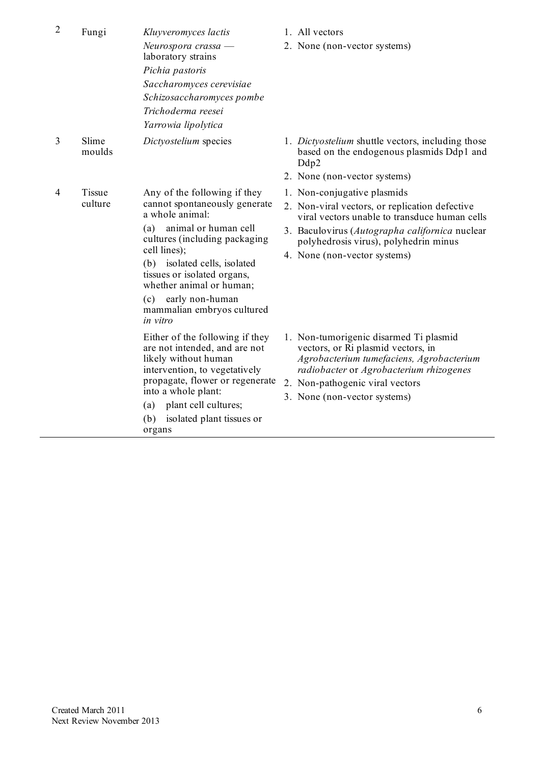| | | | |
|---|---|---|---|
| 2 | Fungi | *Kluyveromyces lactis*<br>*Neurospora crassa* — laboratory strains<br>*Pichia pastoris*<br>*Saccharomyces cerevisiae*<br>*Schizosaccharomyces pombe*<br>*Trichoderma reesei*<br>*Yarrowia lipolytica* | 1. All vectors<br>2. None (non-vector systems) |
| 3 | Slime moulds | *Dictyostelium* species | 1. *Dictyostelium* shuttle vectors, including those based on the endogenous plasmids Ddp1 and Ddp2<br>2. None (non-vector systems) |
| 4 | Tissue culture | Any of the following if they cannot spontaneously generate a whole animal:<br>(a) animal or human cell cultures (including packaging cell lines);<br>(b) isolated cells, isolated tissues or isolated organs, whether animal or human;<br>(c) early non-human mammalian embryos cultured *in vitro* | 1. Non-conjugative plasmids<br>2. Non-viral vectors, or replication defective viral vectors unable to transduce human cells<br>3. Baculovirus (*Autographa californica* nuclear polyhedrosis virus), polyhedrin minus<br>4. None (non-vector systems) |
| | | Either of the following if they are not intended, and are not likely without human intervention, to vegetatively propagate, flower or regenerate into a whole plant:<br>(a) plant cell cultures;<br>(b) isolated plant tissues or organs | 1. Non-tumorigenic disarmed Ti plasmid vectors, or Ri plasmid vectors, in *Agrobacterium tumefaciens, Agrobacterium radiobacter* or *Agrobacterium rhizogenes*<br>2. Non-pathogenic viral vectors<br>3. None (non-vector systems) |

Created March 2011
Next Review November 2013